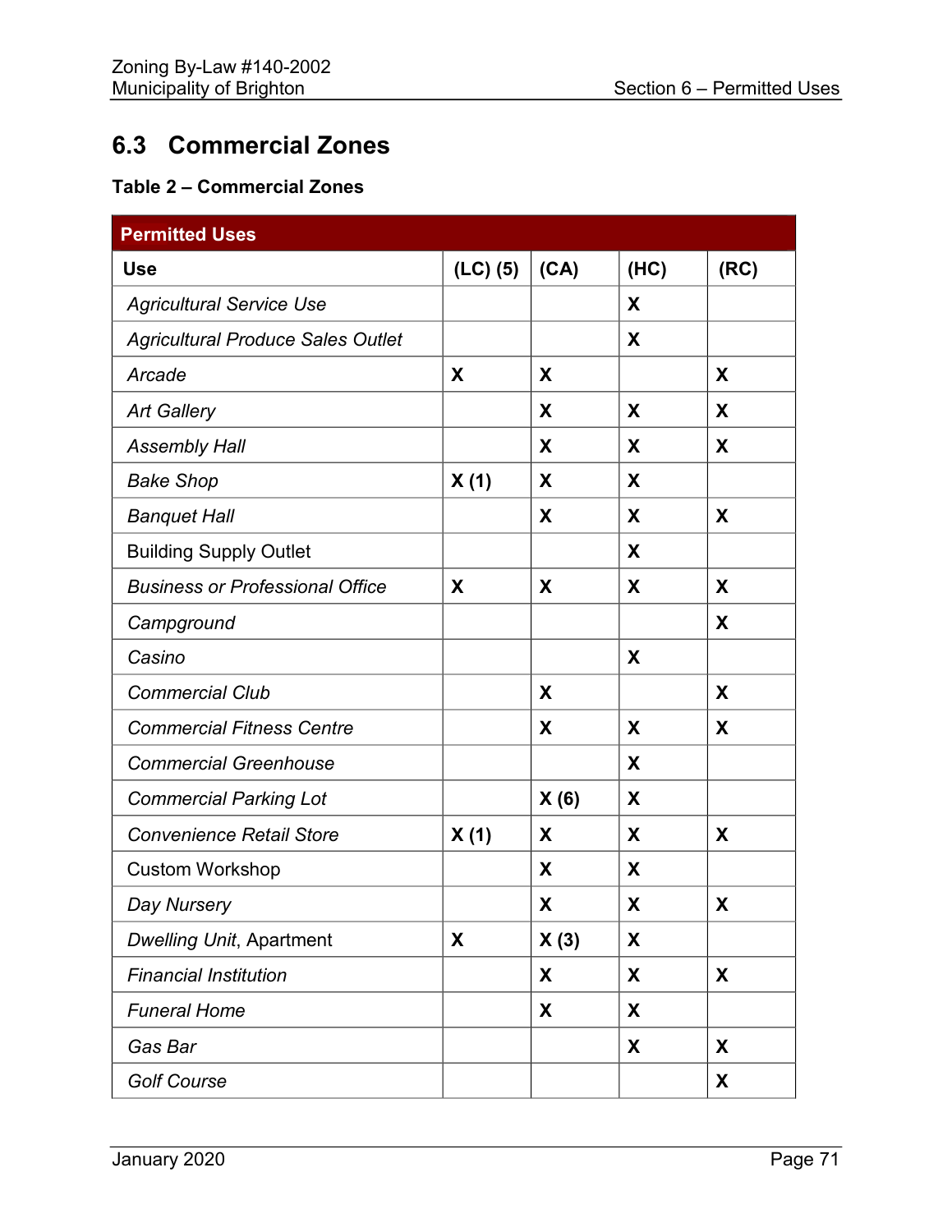## 6.3 Commercial Zones

**Table 2 – Commercial Zones**

| **Permitted Uses** | | | | |
|---|---|---|---|---|
| **Use** | **(LC) (5)** | **(CA)** | **(HC)** | **(RC)** |
| *Agricultural Service Use* | | | **X** | |
| *Agricultural Produce Sales Outlet* | | | **X** | |
| *Arcade* | **X** | **X** | | **X** |
| *Art Gallery* | | **X** | **X** | **X** |
| *Assembly Hall* | | **X** | **X** | **X** |
| *Bake Shop* | **X (1)** | **X** | **X** | |
| *Banquet Hall* | | **X** | **X** | **X** |
| Building Supply Outlet | | | **X** | |
| *Business or Professional Office* | **X** | **X** | **X** | **X** |
| *Campground* | | | | **X** |
| *Casino* | | | **X** | |
| *Commercial Club* | | **X** | | **X** |
| *Commercial Fitness Centre* | | **X** | **X** | **X** |
| *Commercial Greenhouse* | | | **X** | |
| *Commercial Parking Lot* | | **X (6)** | **X** | |
| *Convenience Retail Store* | **X (1)** | **X** | **X** | **X** |
| Custom Workshop | | **X** | **X** | |
| *Day Nursery* | | **X** | **X** | **X** |
| *Dwelling Unit*, Apartment | **X** | **X (3)** | **X** | |
| *Financial Institution* | | **X** | **X** | **X** |
| *Funeral Home* | | **X** | **X** | |
| *Gas Bar* | | | **X** | **X** |
| *Golf Course* | | | | **X** |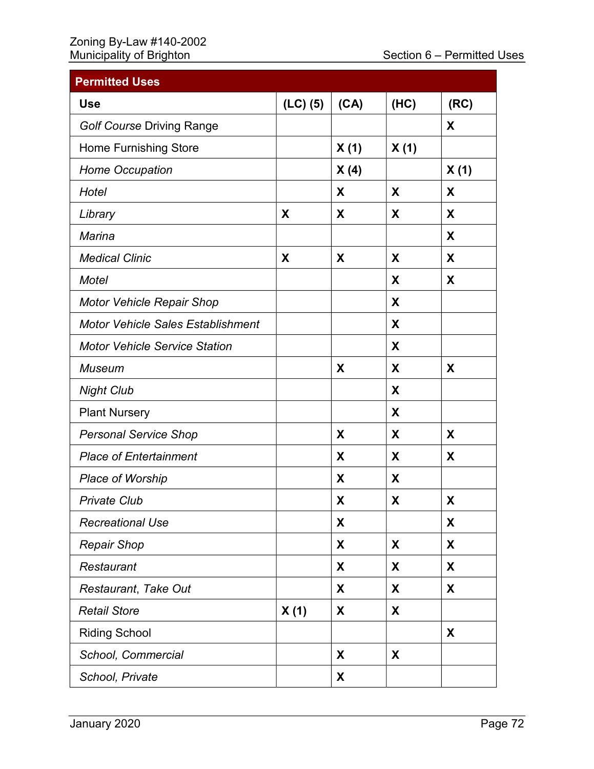| Permitted Uses | | | | |
|---|---|---|---|---|
| **Use** | **(LC) (5)** | **(CA)** | **(HC)** | **(RC)** |
| *Golf Course* Driving Range | | | | **X** |
| Home Furnishing Store | | **X (1)** | **X (1)** | |
| *Home Occupation* | | **X (4)** | | **X (1)** |
| *Hotel* | | **X** | **X** | **X** |
| *Library* | **X** | **X** | **X** | **X** |
| *Marina* | | | | **X** |
| *Medical Clinic* | **X** | **X** | **X** | **X** |
| *Motel* | | | **X** | **X** |
| *Motor Vehicle Repair Shop* | | | **X** | |
| *Motor Vehicle Sales Establishment* | | | **X** | |
| *Motor Vehicle Service Station* | | | **X** | |
| *Museum* | | **X** | **X** | **X** |
| *Night Club* | | | **X** | |
| Plant Nursery | | | **X** | |
| *Personal Service Shop* | | **X** | **X** | **X** |
| *Place of Entertainment* | | **X** | **X** | **X** |
| *Place of Worship* | | **X** | **X** | |
| *Private Club* | | **X** | **X** | **X** |
| *Recreational Use* | | **X** | | **X** |
| *Repair Shop* | | **X** | **X** | **X** |
| *Restaurant* | | **X** | **X** | **X** |
| *Restaurant, Take Out* | | **X** | **X** | **X** |
| *Retail Store* | **X (1)** | **X** | **X** | |
| Riding School | | | | **X** |
| *School, Commercial* | | **X** | **X** | |
| *School, Private* | | **X** | | |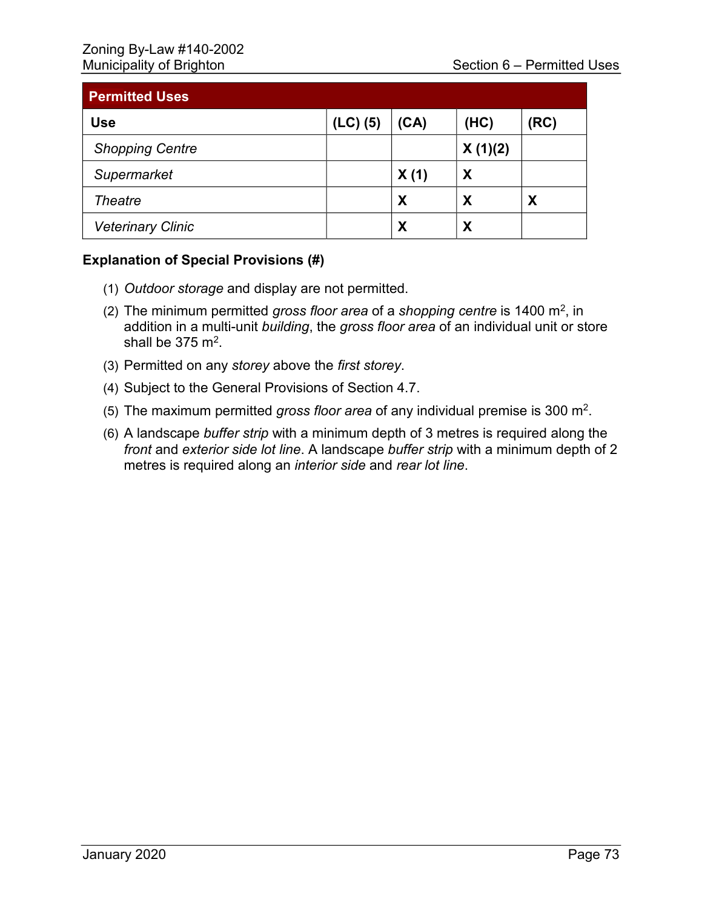| Permitted Uses | | | | |
| --- | --- | --- | --- | --- |
| **Use** | **(LC) (5)** | **(CA)** | **(HC)** | **(RC)** |
| *Shopping Centre* | | | **X (1)(2)** | |
| *Supermarket* | | **X (1)** | **X** | |
| *Theatre* | | **X** | **X** | **X** |
| *Veterinary Clinic* | | **X** | **X** | |

**Explanation of Special Provisions (#)**

(1) *Outdoor storage* and display are not permitted.

(2) The minimum permitted *gross floor area* of a *shopping centre* is 1400 $m^2$, in addition in a multi-unit *building*, the *gross floor area* of an individual unit or store shall be 375 $m^2$.

(3) Permitted on any *storey* above the *first storey*.

(4) Subject to the General Provisions of Section 4.7.

(5) The maximum permitted *gross floor area* of any individual premise is 300 $m^2$.

(6) A landscape *buffer strip* with a minimum depth of 3 metres is required along the *front* and *exterior side lot line*. A landscape *buffer strip* with a minimum depth of 2 metres is required along an *interior side* and *rear lot line*.